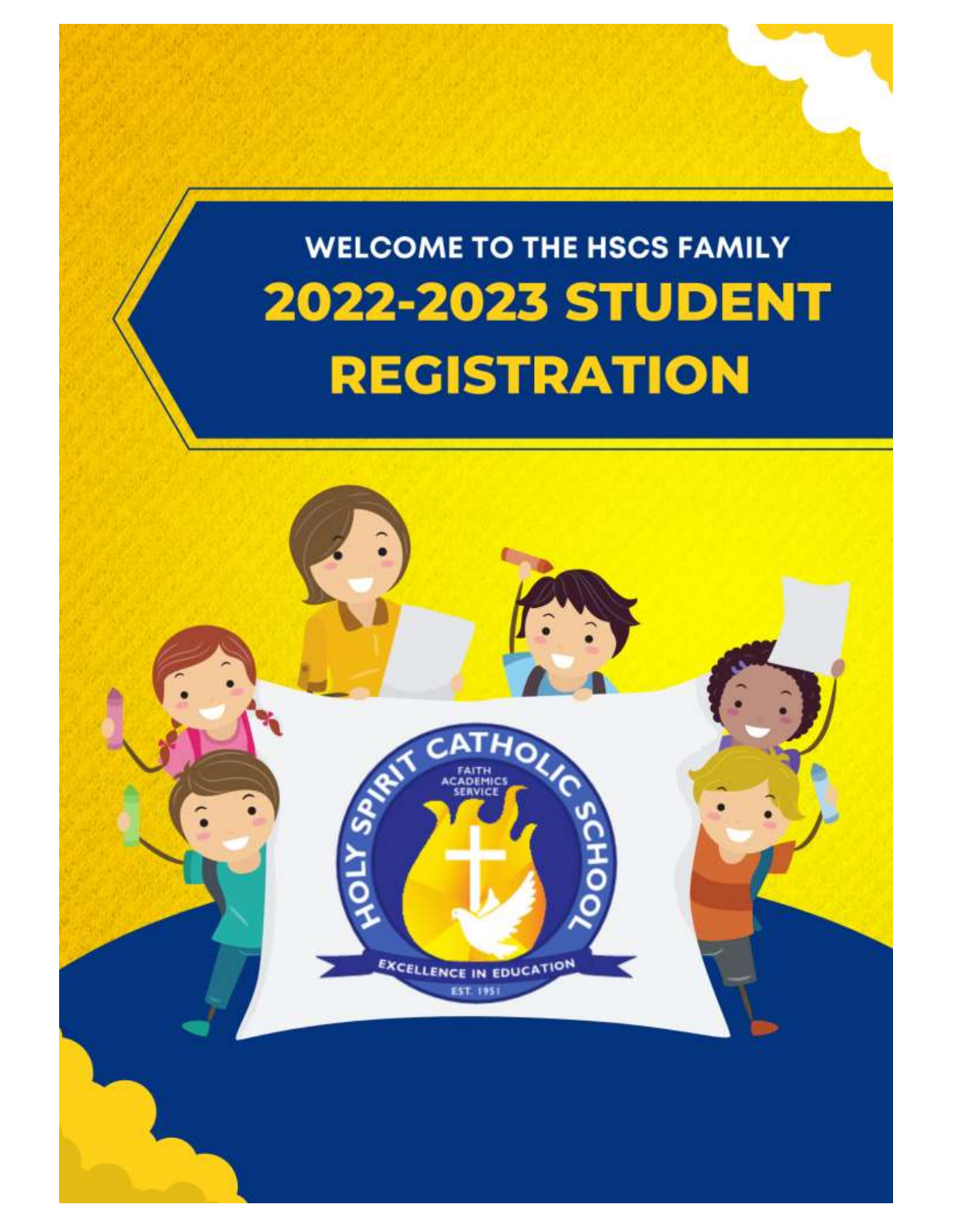WELCOME TO THE HSCS FAMILY

# 2022-2023 STUDENT REGISTRATION

HOLY SPIRIT CATHOLIC SCHOOL

FAITH ACADEMICS SERVICE

EXCELLENCE IN EDUCATION

EST. 1951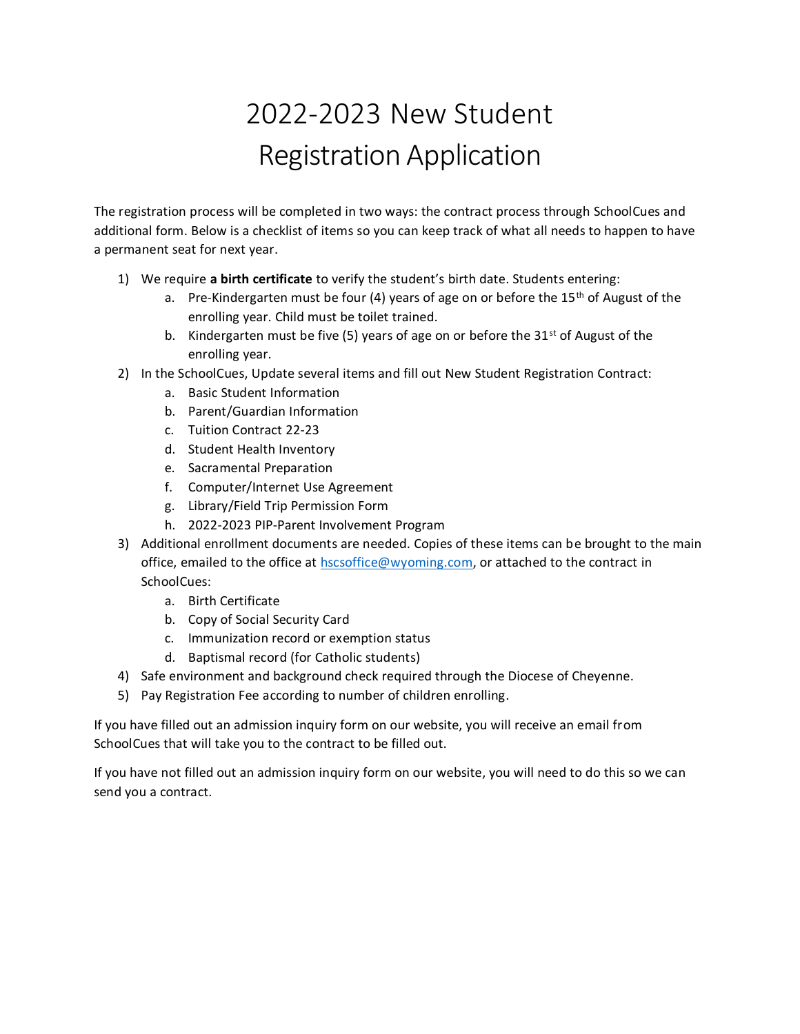# 2022-2023 New Student Registration Application

The registration process will be completed in two ways: the contract process through SchoolCues and additional form. Below is a checklist of items so you can keep track of what all needs to happen to have a permanent seat for next year.

1) We require **a birth certificate** to verify the student's birth date. Students entering:
   a. Pre-Kindergarten must be four (4) years of age on or before the 15th of August of the enrolling year. Child must be toilet trained.
   b. Kindergarten must be five (5) years of age on or before the 31st of August of the enrolling year.
2) In the SchoolCues, Update several items and fill out New Student Registration Contract:
   a. Basic Student Information
   b. Parent/Guardian Information
   c. Tuition Contract 22-23
   d. Student Health Inventory
   e. Sacramental Preparation
   f. Computer/Internet Use Agreement
   g. Library/Field Trip Permission Form
   h. 2022-2023 PIP-Parent Involvement Program
3) Additional enrollment documents are needed. Copies of these items can be brought to the main office, emailed to the office at hscsoffice@wyoming.com, or attached to the contract in SchoolCues:
   a. Birth Certificate
   b. Copy of Social Security Card
   c. Immunization record or exemption status
   d. Baptismal record (for Catholic students)
4) Safe environment and background check required through the Diocese of Cheyenne.
5) Pay Registration Fee according to number of children enrolling.

If you have filled out an admission inquiry form on our website, you will receive an email from SchoolCues that will take you to the contract to be filled out.

If you have not filled out an admission inquiry form on our website, you will need to do this so we can send you a contract.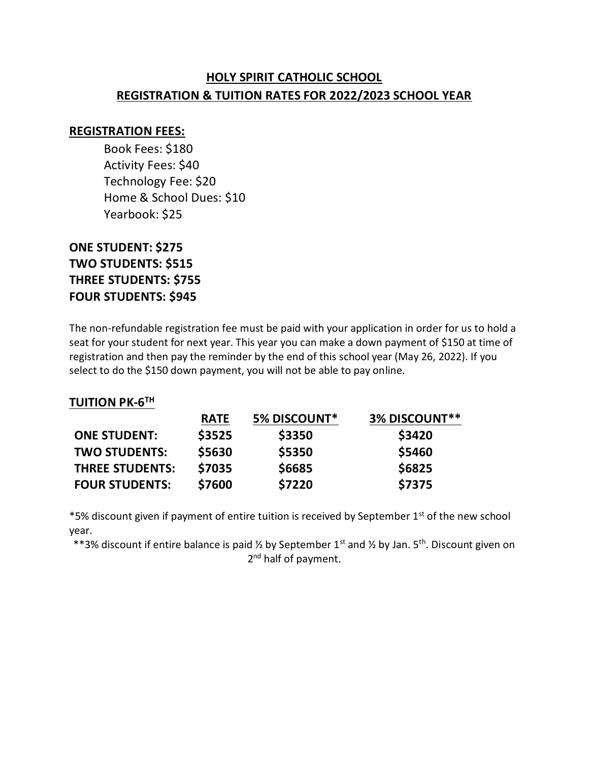# HOLY SPIRIT CATHOLIC SCHOOL
# REGISTRATION & TUITION RATES FOR 2022/2023 SCHOOL YEAR

## REGISTRATION FEES:

Book Fees: $180
Activity Fees: $40
Technology Fee: $20
Home & School Dues: $10
Yearbook: $25

**ONE STUDENT: $275**
**TWO STUDENTS: $515**
**THREE STUDENTS: $755**
**FOUR STUDENTS: $945**

The non-refundable registration fee must be paid with your application in order for us to hold a seat for your student for next year. This year you can make a down payment of $150 at time of registration and then pay the reminder by the end of this school year (May 26, 2022). If you select to do the $150 down payment, you will not be able to pay online.

## TUITION PK-6TH

| | RATE | 5% DISCOUNT* | 3% DISCOUNT** |
|---|---|---|---|
| **ONE STUDENT:** | $3525 | $3350 | $3420 |
| **TWO STUDENTS:** | $5630 | $5350 | $5460 |
| **THREE STUDENTS:** | $7035 | $6685 | $6825 |
| **FOUR STUDENTS:** | $7600 | $7220 | $7375 |

*5% discount given if payment of entire tuition is received by September 1st of the new school year.

**3% discount if entire balance is paid ½ by September 1st and ½ by Jan. 5th. Discount given on 2nd half of payment.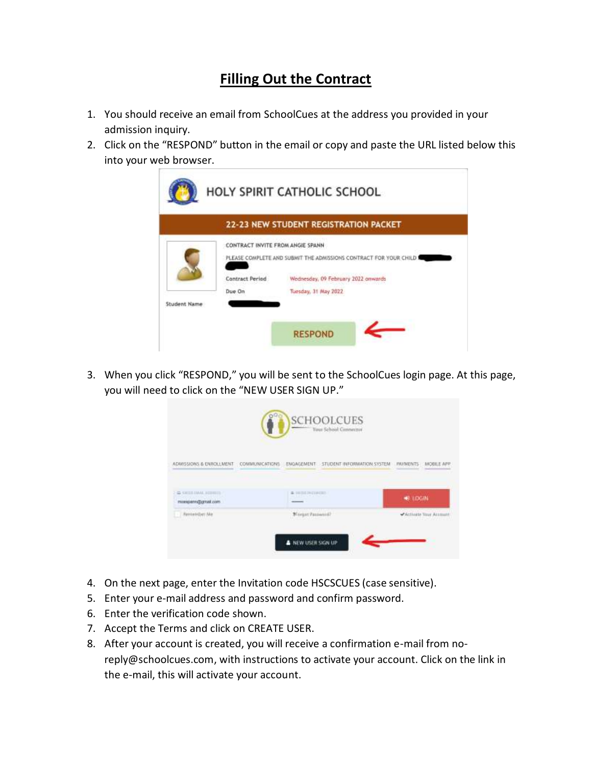# Filling Out the Contract

1. You should receive an email from SchoolCues at the address you provided in your admission inquiry.
2. Click on the "RESPOND" button in the email or copy and paste the URL listed below this into your web browser.
3. When you click "RESPOND," you will be sent to the SchoolCues login page. At this page, you will need to click on the "NEW USER SIGN UP."
4. On the next page, enter the Invitation code HSCSCUES (case sensitive).
5. Enter your e-mail address and password and confirm password.
6. Enter the verification code shown.
7. Accept the Terms and click on CREATE USER.
8. After your account is created, you will receive a confirmation e-mail from no-reply@schoolcues.com, with instructions to activate your account. Click on the link in the e-mail, this will activate your account.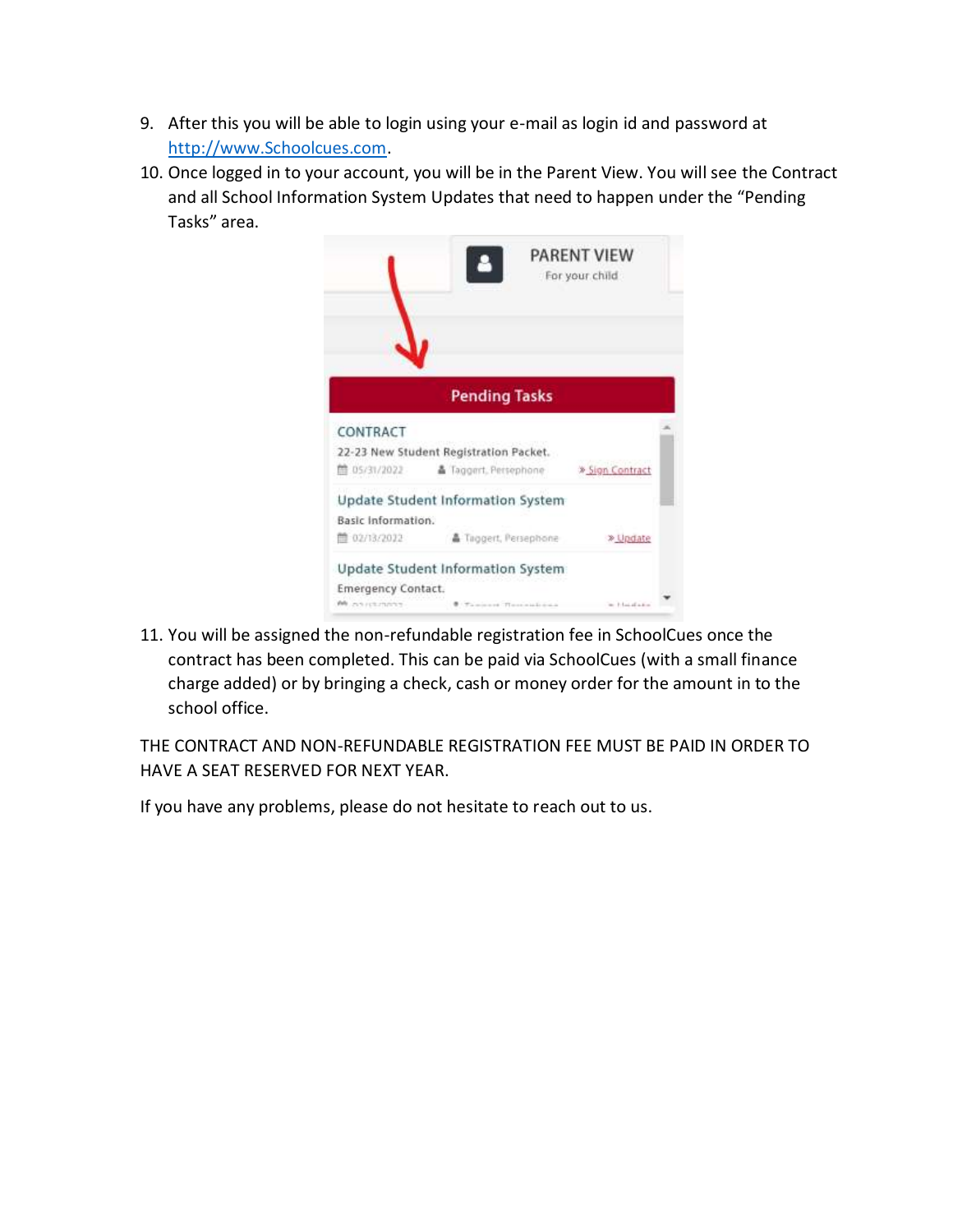9. After this you will be able to login using your e-mail as login id and password at http://www.Schoolcues.com.
10. Once logged in to your account, you will be in the Parent View. You will see the Contract and all School Information System Updates that need to happen under the "Pending Tasks" area.
11. You will be assigned the non-refundable registration fee in SchoolCues once the contract has been completed. This can be paid via SchoolCues (with a small finance charge added) or by bringing a check, cash or money order for the amount in to the school office.

THE CONTRACT AND NON-REFUNDABLE REGISTRATION FEE MUST BE PAID IN ORDER TO HAVE A SEAT RESERVED FOR NEXT YEAR.

If you have any problems, please do not hesitate to reach out to us.